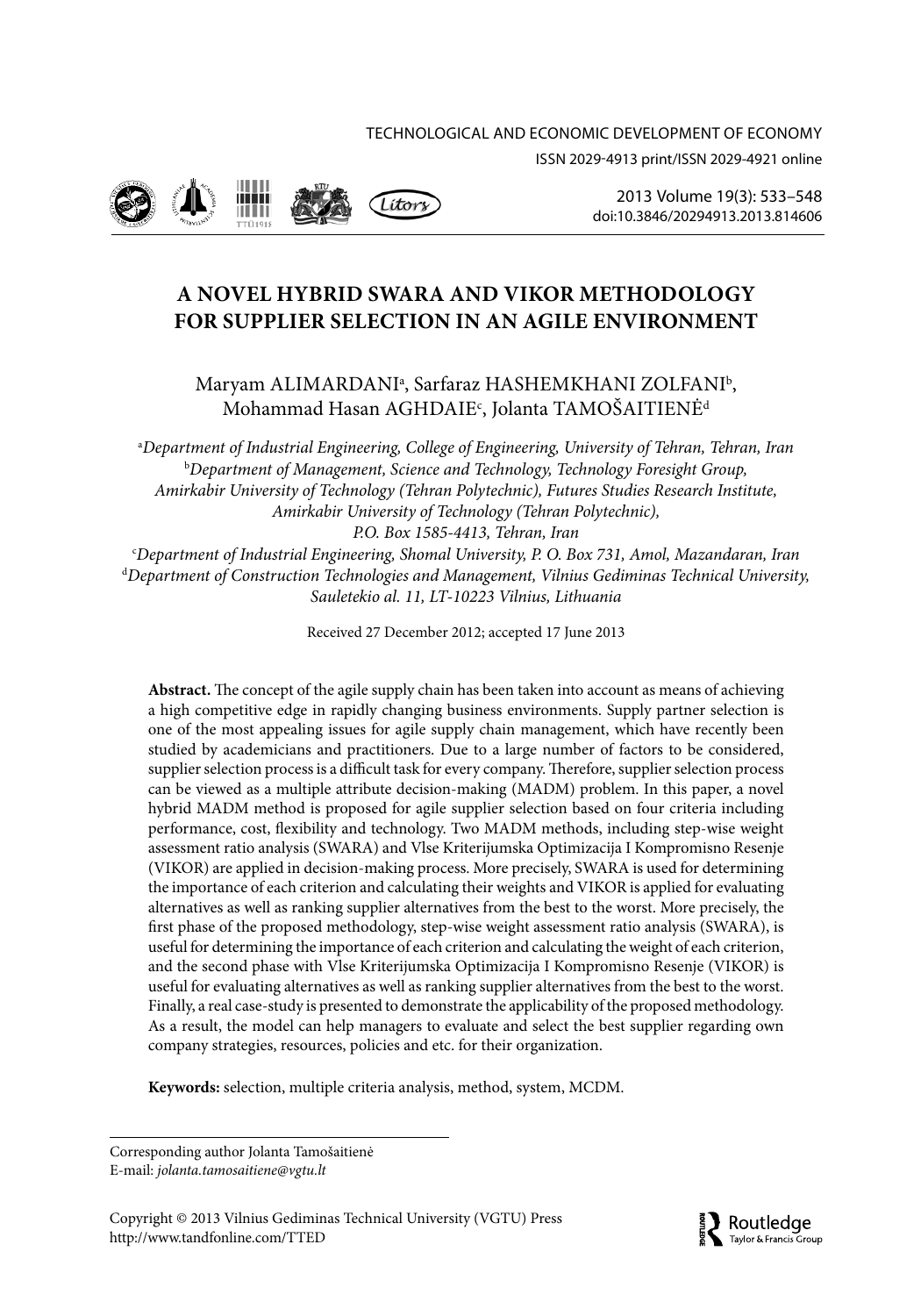# A NOVEL HYBRID SWARA AND VIKOR METHODOLOGY FOR SUPPLIER SELECTION IN AN AGILE ENVIRONMENT

Maryam ALIMARDANI[a], Sarfaraz HASHEMKHANI ZOLFANI[b], Mohammad Hasan AGHDAIE[c], Jolanta TAMOŠAITIENĖ[d]

[a]*Department of Industrial Engineering, College of Engineering, University of Tehran, Tehran, Iran*
[b]*Department of Management, Science and Technology, Technology Foresight Group, Amirkabir University of Technology (Tehran Polytechnic), Futures Studies Research Institute, Amirkabir University of Technology (Tehran Polytechnic), P.O. Box 1585-4413, Tehran, Iran*
[c]*Department of Industrial Engineering, Shomal University, P. O. Box 731, Amol, Mazandaran, Iran*
[d]*Department of Construction Technologies and Management, Vilnius Gediminas Technical University, Sauletekio al. 11, LT-10223 Vilnius, Lithuania*

Received 27 December 2012; accepted 17 June 2013

**Abstract.** The concept of the agile supply chain has been taken into account as means of achieving a high competitive edge in rapidly changing business environments. Supply partner selection is one of the most appealing issues for agile supply chain management, which have recently been studied by academicians and practitioners. Due to a large number of factors to be considered, supplier selection process is a difficult task for every company. Therefore, supplier selection process can be viewed as a multiple attribute decision-making (MADM) problem. In this paper, a novel hybrid MADM method is proposed for agile supplier selection based on four criteria including performance, cost, flexibility and technology. Two MADM methods, including step-wise weight assessment ratio analysis (SWARA) and Vlse Kriterijumska Optimizacija I Kompromisno Resenje (VIKOR) are applied in decision-making process. More precisely, SWARA is used for determining the importance of each criterion and calculating their weights and VIKOR is applied for evaluating alternatives as well as ranking supplier alternatives from the best to the worst. More precisely, the first phase of the proposed methodology, step-wise weight assessment ratio analysis (SWARA), is useful for determining the importance of each criterion and calculating the weight of each criterion, and the second phase with Vlse Kriterijumska Optimizacija I Kompromisno Resenje (VIKOR) is useful for evaluating alternatives as well as ranking supplier alternatives from the best to the worst. Finally, a real case-study is presented to demonstrate the applicability of the proposed methodology. As a result, the model can help managers to evaluate and select the best supplier regarding own company strategies, resources, policies and etc. for their organization.

**Keywords:** selection, multiple criteria analysis, method, system, MCDM.

Corresponding author Jolanta Tamošaitienė
E-mail: *jolanta.tamosaitiene@vgtu.lt*

Copyright © 2013 Vilnius Gediminas Technical University (VGTU) Press
http://www.tandfonline.com/TTED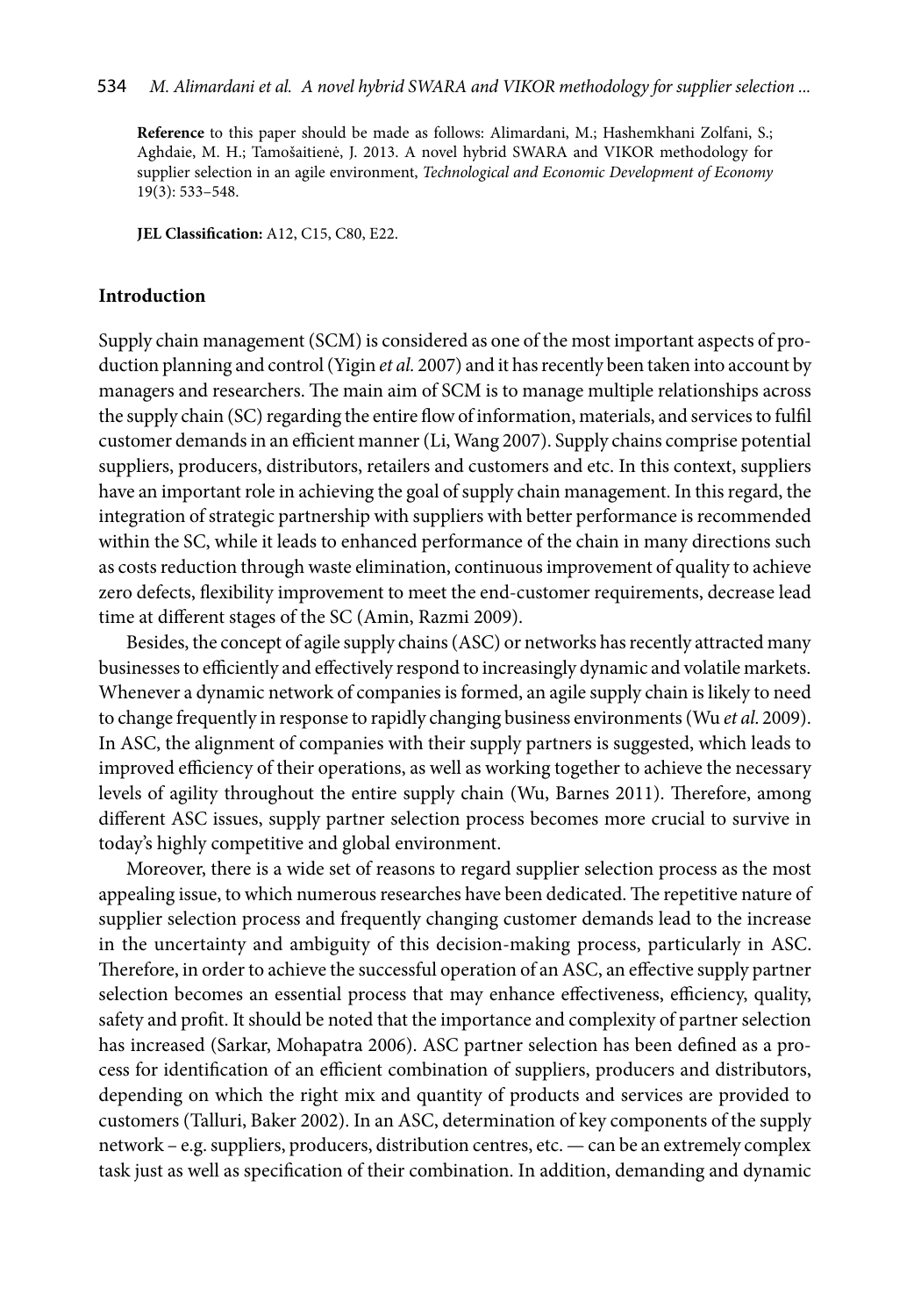**Reference** to this paper should be made as follows: Alimardani, M.; Hashemkhani Zolfani, S.; Aghdaie, M. H.; Tamošaitienė, J. 2013. A novel hybrid SWARA and VIKOR methodology for supplier selection in an agile environment, *Technological and Economic Development of Economy* 19(3): 533–548.

**JEL Classification:** A12, C15, C80, E22.

## Introduction

Supply chain management (SCM) is considered as one of the most important aspects of production planning and control (Yigin *et al.* 2007) and it has recently been taken into account by managers and researchers. The main aim of SCM is to manage multiple relationships across the supply chain (SC) regarding the entire flow of information, materials, and services to fulfil customer demands in an efficient manner (Li, Wang 2007). Supply chains comprise potential suppliers, producers, distributors, retailers and customers and etc. In this context, suppliers have an important role in achieving the goal of supply chain management. In this regard, the integration of strategic partnership with suppliers with better performance is recommended within the SC, while it leads to enhanced performance of the chain in many directions such as costs reduction through waste elimination, continuous improvement of quality to achieve zero defects, flexibility improvement to meet the end-customer requirements, decrease lead time at different stages of the SC (Amin, Razmi 2009).

Besides, the concept of agile supply chains (ASC) or networks has recently attracted many businesses to efficiently and effectively respond to increasingly dynamic and volatile markets. Whenever a dynamic network of companies is formed, an agile supply chain is likely to need to change frequently in response to rapidly changing business environments (Wu *et al.* 2009). In ASC, the alignment of companies with their supply partners is suggested, which leads to improved efficiency of their operations, as well as working together to achieve the necessary levels of agility throughout the entire supply chain (Wu, Barnes 2011). Therefore, among different ASC issues, supply partner selection process becomes more crucial to survive in today's highly competitive and global environment.

Moreover, there is a wide set of reasons to regard supplier selection process as the most appealing issue, to which numerous researches have been dedicated. The repetitive nature of supplier selection process and frequently changing customer demands lead to the increase in the uncertainty and ambiguity of this decision-making process, particularly in ASC. Therefore, in order to achieve the successful operation of an ASC, an effective supply partner selection becomes an essential process that may enhance effectiveness, efficiency, quality, safety and profit. It should be noted that the importance and complexity of partner selection has increased (Sarkar, Mohapatra 2006). ASC partner selection has been defined as a process for identification of an efficient combination of suppliers, producers and distributors, depending on which the right mix and quantity of products and services are provided to customers (Talluri, Baker 2002). In an ASC, determination of key components of the supply network – e.g. suppliers, producers, distribution centres, etc. — can be an extremely complex task just as well as specification of their combination. In addition, demanding and dynamic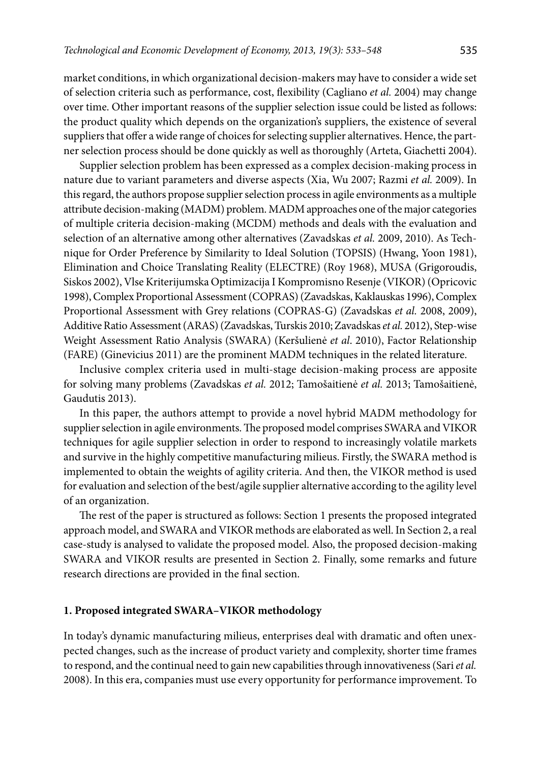market conditions, in which organizational decision-makers may have to consider a wide set of selection criteria such as performance, cost, flexibility (Cagliano *et al.* 2004) may change over time. Other important reasons of the supplier selection issue could be listed as follows: the product quality which depends on the organization's suppliers, the existence of several suppliers that offer a wide range of choices for selecting supplier alternatives. Hence, the partner selection process should be done quickly as well as thoroughly (Arteta, Giachetti 2004).

Supplier selection problem has been expressed as a complex decision-making process in nature due to variant parameters and diverse aspects (Xia, Wu 2007; Razmi *et al.* 2009). In this regard, the authors propose supplier selection process in agile environments as a multiple attribute decision-making (MADM) problem. MADM approaches one of the major categories of multiple criteria decision-making (MCDM) methods and deals with the evaluation and selection of an alternative among other alternatives (Zavadskas *et al.* 2009, 2010). As Technique for Order Preference by Similarity to Ideal Solution (TOPSIS) (Hwang, Yoon 1981), Elimination and Choice Translating Reality (ELECTRE) (Roy 1968), MUSA (Grigoroudis, Siskos 2002), Vlse Kriterijumska Optimizacija I Kompromisno Resenje (VIKOR) (Opricovic 1998), Complex Proportional Assessment (COPRAS) (Zavadskas, Kaklauskas 1996), Complex Proportional Assessment with Grey relations (COPRAS-G) (Zavadskas *et al.* 2008, 2009), Additive Ratio Assessment (ARAS) (Zavadskas, Turskis 2010; Zavadskas *et al.* 2012), Step-wise Weight Assessment Ratio Analysis (SWARA) (Keršulienė *et al.* 2010), Factor Relationship (FARE) (Ginevicius 2011) are the prominent MADM techniques in the related literature.

Inclusive complex criteria used in multi-stage decision-making process are apposite for solving many problems (Zavadskas *et al.* 2012; Tamošaitienė *et al.* 2013; Tamošaitienė, Gaudutis 2013).

In this paper, the authors attempt to provide a novel hybrid MADM methodology for supplier selection in agile environments. The proposed model comprises SWARA and VIKOR techniques for agile supplier selection in order to respond to increasingly volatile markets and survive in the highly competitive manufacturing milieus. Firstly, the SWARA method is implemented to obtain the weights of agility criteria. And then, the VIKOR method is used for evaluation and selection of the best/agile supplier alternative according to the agility level of an organization.

The rest of the paper is structured as follows: Section 1 presents the proposed integrated approach model, and SWARA and VIKOR methods are elaborated as well. In Section 2, a real case-study is analysed to validate the proposed model. Also, the proposed decision-making SWARA and VIKOR results are presented in Section 2. Finally, some remarks and future research directions are provided in the final section.

## 1. Proposed integrated SWARA–VIKOR methodology

In today's dynamic manufacturing milieus, enterprises deal with dramatic and often unexpected changes, such as the increase of product variety and complexity, shorter time frames to respond, and the continual need to gain new capabilities through innovativeness (Sari *et al.* 2008). In this era, companies must use every opportunity for performance improvement. To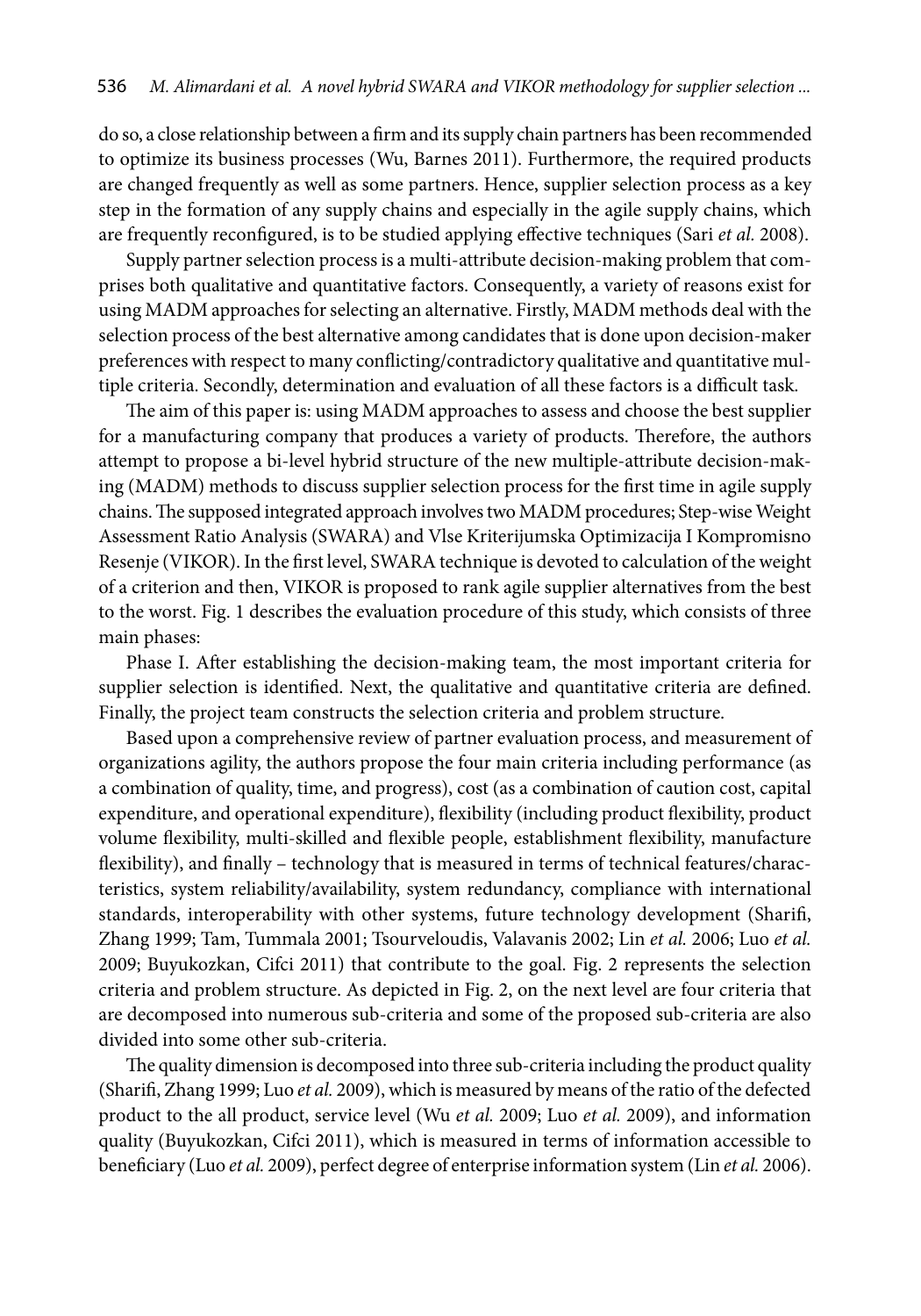do so, a close relationship between a firm and its supply chain partners has been recommended to optimize its business processes (Wu, Barnes 2011). Furthermore, the required products are changed frequently as well as some partners. Hence, supplier selection process as a key step in the formation of any supply chains and especially in the agile supply chains, which are frequently reconfigured, is to be studied applying effective techniques (Sari *et al.* 2008).

Supply partner selection process is a multi-attribute decision-making problem that comprises both qualitative and quantitative factors. Consequently, a variety of reasons exist for using MADM approaches for selecting an alternative. Firstly, MADM methods deal with the selection process of the best alternative among candidates that is done upon decision-maker preferences with respect to many conflicting/contradictory qualitative and quantitative multiple criteria. Secondly, determination and evaluation of all these factors is a difficult task.

The aim of this paper is: using MADM approaches to assess and choose the best supplier for a manufacturing company that produces a variety of products. Therefore, the authors attempt to propose a bi-level hybrid structure of the new multiple-attribute decision-making (MADM) methods to discuss supplier selection process for the first time in agile supply chains. The supposed integrated approach involves two MADM procedures; Step-wise Weight Assessment Ratio Analysis (SWARA) and Vlse Kriterijumska Optimizacija I Kompromisno Resenje (VIKOR). In the first level, SWARA technique is devoted to calculation of the weight of a criterion and then, VIKOR is proposed to rank agile supplier alternatives from the best to the worst. Fig. 1 describes the evaluation procedure of this study, which consists of three main phases:

Phase I. After establishing the decision-making team, the most important criteria for supplier selection is identified. Next, the qualitative and quantitative criteria are defined. Finally, the project team constructs the selection criteria and problem structure.

Based upon a comprehensive review of partner evaluation process, and measurement of organizations agility, the authors propose the four main criteria including performance (as a combination of quality, time, and progress), cost (as a combination of caution cost, capital expenditure, and operational expenditure), flexibility (including product flexibility, product volume flexibility, multi-skilled and flexible people, establishment flexibility, manufacture flexibility), and finally – technology that is measured in terms of technical features/characteristics, system reliability/availability, system redundancy, compliance with international standards, interoperability with other systems, future technology development (Sharifi, Zhang 1999; Tam, Tummala 2001; Tsourveloudis, Valavanis 2002; Lin *et al.* 2006; Luo *et al.* 2009; Buyukozkan, Cifci 2011) that contribute to the goal. Fig. 2 represents the selection criteria and problem structure. As depicted in Fig. 2, on the next level are four criteria that are decomposed into numerous sub-criteria and some of the proposed sub-criteria are also divided into some other sub-criteria.

The quality dimension is decomposed into three sub-criteria including the product quality (Sharifi, Zhang 1999; Luo *et al.* 2009), which is measured by means of the ratio of the defected product to the all product, service level (Wu *et al.* 2009; Luo *et al.* 2009), and information quality (Buyukozkan, Cifci 2011), which is measured in terms of information accessible to beneficiary (Luo *et al.* 2009), perfect degree of enterprise information system (Lin *et al.* 2006).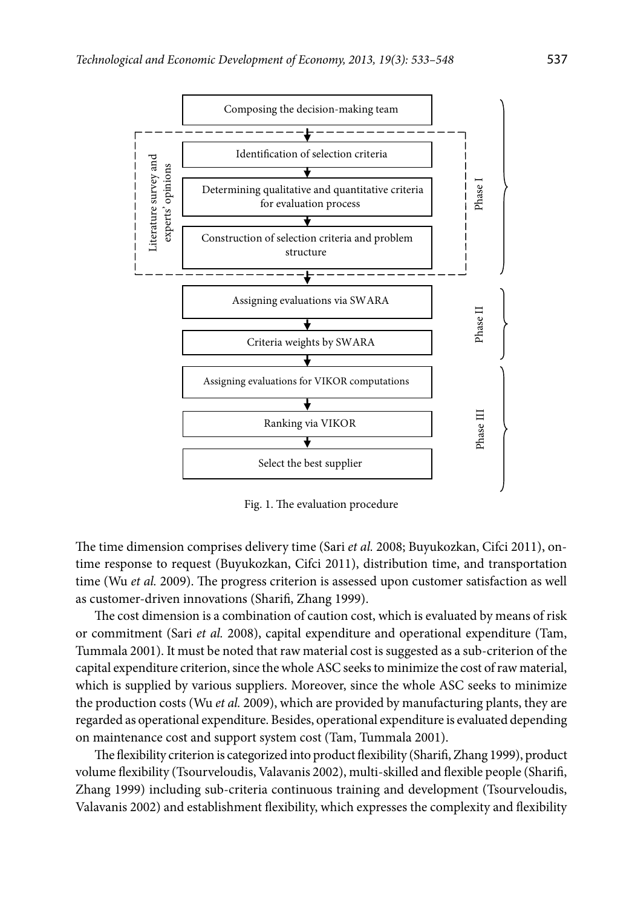Composing the decision-making team

Literature survey and experts' opinions

Identification of selection criteria

Determining qualitative and quantitative criteria for evaluation process

Construction of selection criteria and problem structure

Phase I

Assigning evaluations via SWARA

Criteria weights by SWARA

Phase II

Assigning evaluations for VIKOR computations

Ranking via VIKOR

Select the best supplier

Phase III

Fig. 1. The evaluation procedure

The time dimension comprises delivery time (Sari *et al.* 2008; Buyukozkan, Cifci 2011), on-time response to request (Buyukozkan, Cifci 2011), distribution time, and transportation time (Wu *et al.* 2009). The progress criterion is assessed upon customer satisfaction as well as customer-driven innovations (Sharifi, Zhang 1999).

The cost dimension is a combination of caution cost, which is evaluated by means of risk or commitment (Sari *et al.* 2008), capital expenditure and operational expenditure (Tam, Tummala 2001). It must be noted that raw material cost is suggested as a sub-criterion of the capital expenditure criterion, since the whole ASC seeks to minimize the cost of raw material, which is supplied by various suppliers. Moreover, since the whole ASC seeks to minimize the production costs (Wu *et al.* 2009), which are provided by manufacturing plants, they are regarded as operational expenditure. Besides, operational expenditure is evaluated depending on maintenance cost and support system cost (Tam, Tummala 2001).

The flexibility criterion is categorized into product flexibility (Sharifi, Zhang 1999), product volume flexibility (Tsourveloudis, Valavanis 2002), multi-skilled and flexible people (Sharifi, Zhang 1999) including sub-criteria continuous training and development (Tsourveloudis, Valavanis 2002) and establishment flexibility, which expresses the complexity and flexibility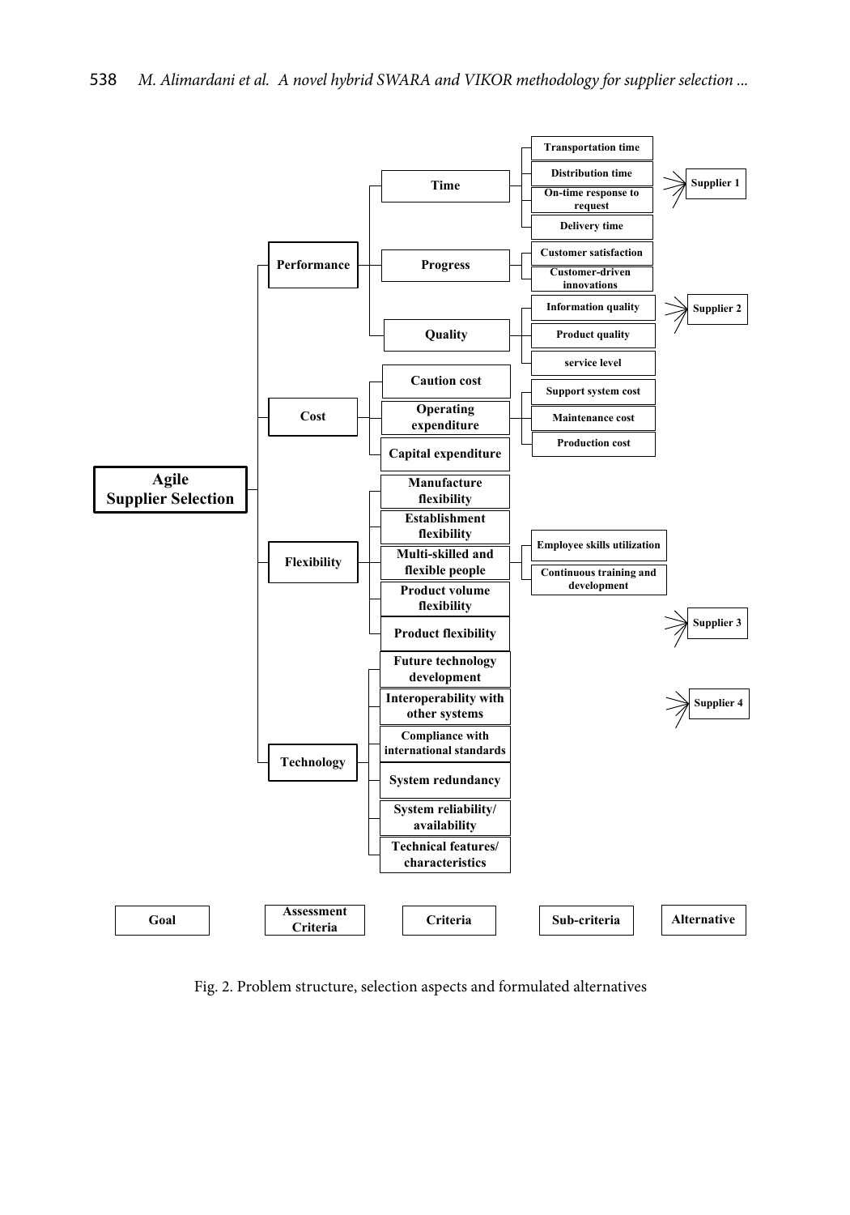- **Agile Supplier Selection**
  - **Performance**
    - **Time**
      - Transportation time
      - Distribution time
      - On-time response to request
      - Delivery time
    - **Progress**
      - Customer satisfaction
      - Customer-driven innovations
    - **Quality**
      - Information quality
      - Product quality
      - service level
  - **Cost**
    - **Caution cost**
    - **Operating expenditure**
      - Support system cost
      - Maintenance cost
      - Production cost
    - **Capital expenditure**
  - **Flexibility**
    - **Manufacture flexibility**
    - **Establishment flexibility**
    - **Multi-skilled and flexible people**
      - Employee skills utilization
      - Continuous training and development
    - **Product volume flexibility**
    - **Product flexibility**
  - **Technology**
    - **Future technology development**
    - **Interoperability with other systems**
    - **Compliance with international standards**
    - **System redundancy**
    - **System reliability/ availability**
    - **Technical features/ characteristics**

Alternatives: **Supplier 1**, **Supplier 2**, **Supplier 3**, **Supplier 4**

| Goal | Assessment Criteria | Criteria | Sub-criteria | Alternative |
|---|---|---|---|---|

Fig. 2. Problem structure, selection aspects and formulated alternatives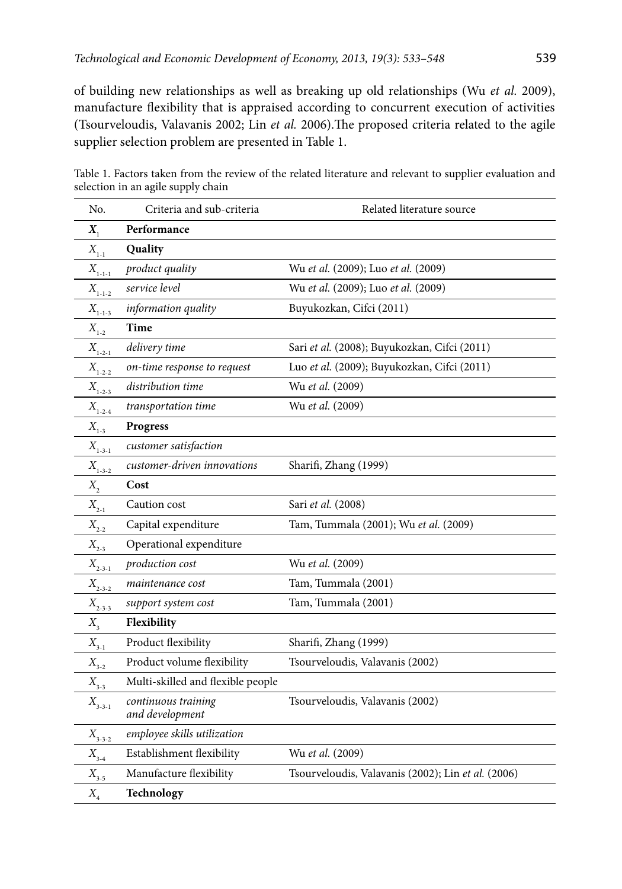of building new relationships as well as breaking up old relationships (Wu *et al.* 2009), manufacture flexibility that is appraised according to concurrent execution of activities (Tsourveloudis, Valavanis 2002; Lin *et al.* 2006).The proposed criteria related to the agile supplier selection problem are presented in Table 1.

Table 1. Factors taken from the review of the related literature and relevant to supplier evaluation and selection in an agile supply chain

| No. | Criteria and sub-criteria | Related literature source |
|---|---|---|
| $X_1$ | **Performance** | |
| $X_{1\text{-}1}$ | **Quality** | |
| $X_{1\text{-}1\text{-}1}$ | *product quality* | Wu *et al.* (2009); Luo *et al.* (2009) |
| $X_{1\text{-}1\text{-}2}$ | *service level* | Wu *et al.* (2009); Luo *et al.* (2009) |
| $X_{1\text{-}1\text{-}3}$ | *information quality* | Buyukozkan, Cifci (2011) |
| $X_{1\text{-}2}$ | **Time** | |
| $X_{1\text{-}2\text{-}1}$ | *delivery time* | Sari *et al.* (2008); Buyukozkan, Cifci (2011) |
| $X_{1\text{-}2\text{-}2}$ | *on-time response to request* | Luo *et al.* (2009); Buyukozkan, Cifci (2011) |
| $X_{1\text{-}2\text{-}3}$ | *distribution time* | Wu *et al.* (2009) |
| $X_{1\text{-}2\text{-}4}$ | *transportation time* | Wu *et al.* (2009) |
| $X_{1\text{-}3}$ | **Progress** | |
| $X_{1\text{-}3\text{-}1}$ | *customer satisfaction* | |
| $X_{1\text{-}3\text{-}2}$ | *customer-driven innovations* | Sharifi, Zhang (1999) |
| $X_2$ | **Cost** | |
| $X_{2\text{-}1}$ | Caution cost | Sari *et al.* (2008) |
| $X_{2\text{-}2}$ | Capital expenditure | Tam, Tummala (2001); Wu *et al.* (2009) |
| $X_{2\text{-}3}$ | Operational expenditure | |
| $X_{2\text{-}3\text{-}1}$ | *production cost* | Wu *et al.* (2009) |
| $X_{2\text{-}3\text{-}2}$ | *maintenance cost* | Tam, Tummala (2001) |
| $X_{2\text{-}3\text{-}3}$ | *support system cost* | Tam, Tummala (2001) |
| $X_3$ | **Flexibility** | |
| $X_{3\text{-}1}$ | Product flexibility | Sharifi, Zhang (1999) |
| $X_{3\text{-}2}$ | Product volume flexibility | Tsourveloudis, Valavanis (2002) |
| $X_{3\text{-}3}$ | Multi-skilled and flexible people | |
| $X_{3\text{-}3\text{-}1}$ | *continuous training and development* | Tsourveloudis, Valavanis (2002) |
| $X_{3\text{-}3\text{-}2}$ | *employee skills utilization* | |
| $X_{3\text{-}4}$ | Establishment flexibility | Wu *et al.* (2009) |
| $X_{3\text{-}5}$ | Manufacture flexibility | Tsourveloudis, Valavanis (2002); Lin *et al.* (2006) |
| $X_4$ | **Technology** | |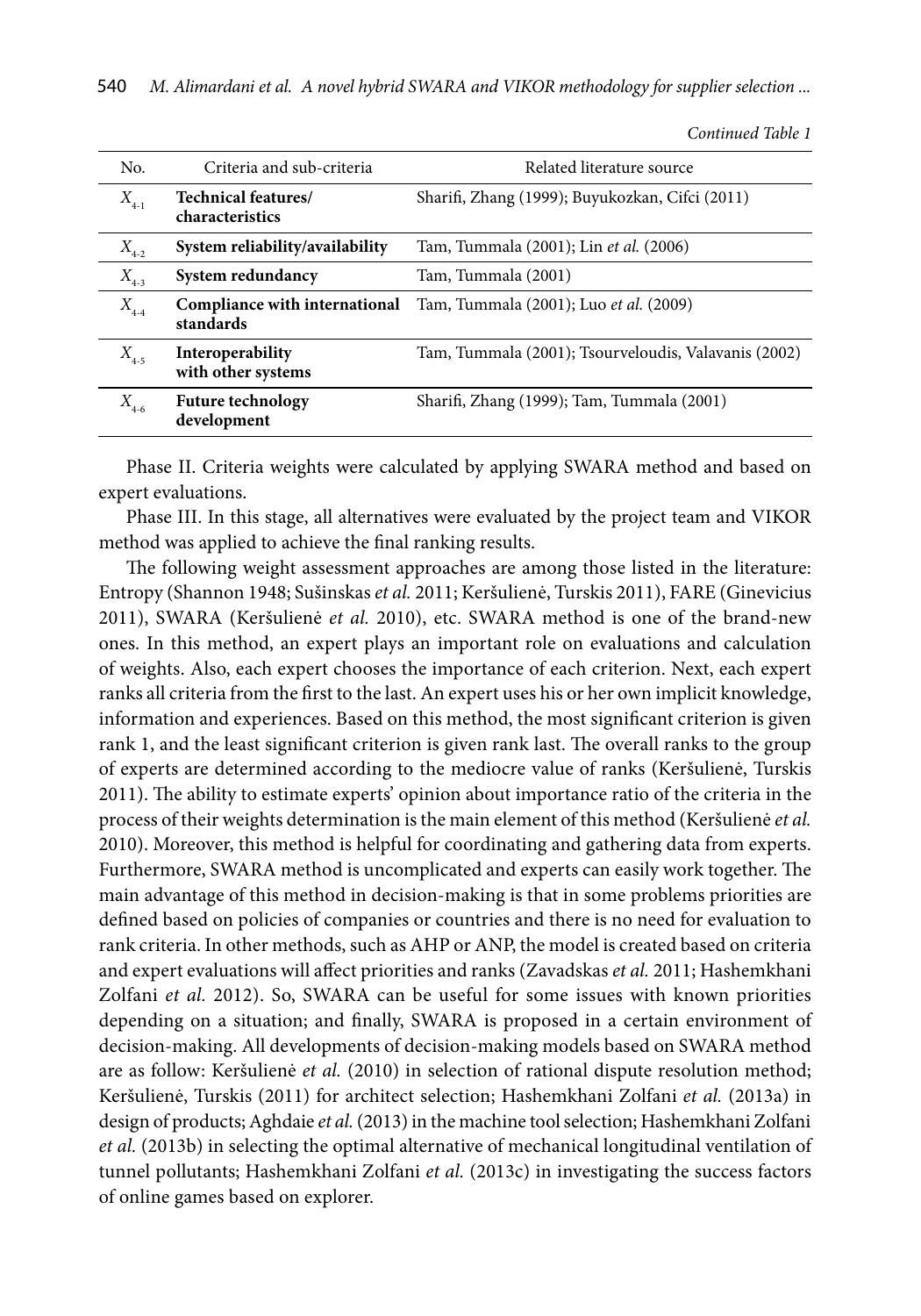*Continued Table 1*

| No. | Criteria and sub-criteria | Related literature source |
|---|---|---|
| $X_{4\text{-}1}$ | **Technical features/ characteristics** | Sharifi, Zhang (1999); Buyukozkan, Cifci (2011) |
| $X_{4\text{-}2}$ | **System reliability/availability** | Tam, Tummala (2001); Lin *et al.* (2006) |
| $X_{4\text{-}3}$ | **System redundancy** | Tam, Tummala (2001) |
| $X_{4\text{-}4}$ | **Compliance with international standards** | Tam, Tummala (2001); Luo *et al.* (2009) |
| $X_{4\text{-}5}$ | **Interoperability with other systems** | Tam, Tummala (2001); Tsourveloudis, Valavanis (2002) |
| $X_{4\text{-}6}$ | **Future technology development** | Sharifi, Zhang (1999); Tam, Tummala (2001) |

Phase II. Criteria weights were calculated by applying SWARA method and based on expert evaluations.

Phase III. In this stage, all alternatives were evaluated by the project team and VIKOR method was applied to achieve the final ranking results.

The following weight assessment approaches are among those listed in the literature: Entropy (Shannon 1948; Sušinskas *et al.* 2011; Keršulienė, Turskis 2011), FARE (Ginevicius 2011), SWARA (Keršulienė *et al.* 2010), etc. SWARA method is one of the brand-new ones. In this method, an expert plays an important role on evaluations and calculation of weights. Also, each expert chooses the importance of each criterion. Next, each expert ranks all criteria from the first to the last. An expert uses his or her own implicit knowledge, information and experiences. Based on this method, the most significant criterion is given rank 1, and the least significant criterion is given rank last. The overall ranks to the group of experts are determined according to the mediocre value of ranks (Keršulienė, Turskis 2011). The ability to estimate experts' opinion about importance ratio of the criteria in the process of their weights determination is the main element of this method (Keršulienė *et al.* 2010). Moreover, this method is helpful for coordinating and gathering data from experts. Furthermore, SWARA method is uncomplicated and experts can easily work together. The main advantage of this method in decision-making is that in some problems priorities are defined based on policies of companies or countries and there is no need for evaluation to rank criteria. In other methods, such as AHP or ANP, the model is created based on criteria and expert evaluations will affect priorities and ranks (Zavadskas *et al.* 2011; Hashemkhani Zolfani *et al.* 2012). So, SWARA can be useful for some issues with known priorities depending on a situation; and finally, SWARA is proposed in a certain environment of decision-making. All developments of decision-making models based on SWARA method are as follow: Keršulienė *et al.* (2010) in selection of rational dispute resolution method; Keršulienė, Turskis (2011) for architect selection; Hashemkhani Zolfani *et al.* (2013a) in design of products; Aghdaie *et al.* (2013) in the machine tool selection; Hashemkhani Zolfani *et al.* (2013b) in selecting the optimal alternative of mechanical longitudinal ventilation of tunnel pollutants; Hashemkhani Zolfani *et al.* (2013c) in investigating the success factors of online games based on explorer.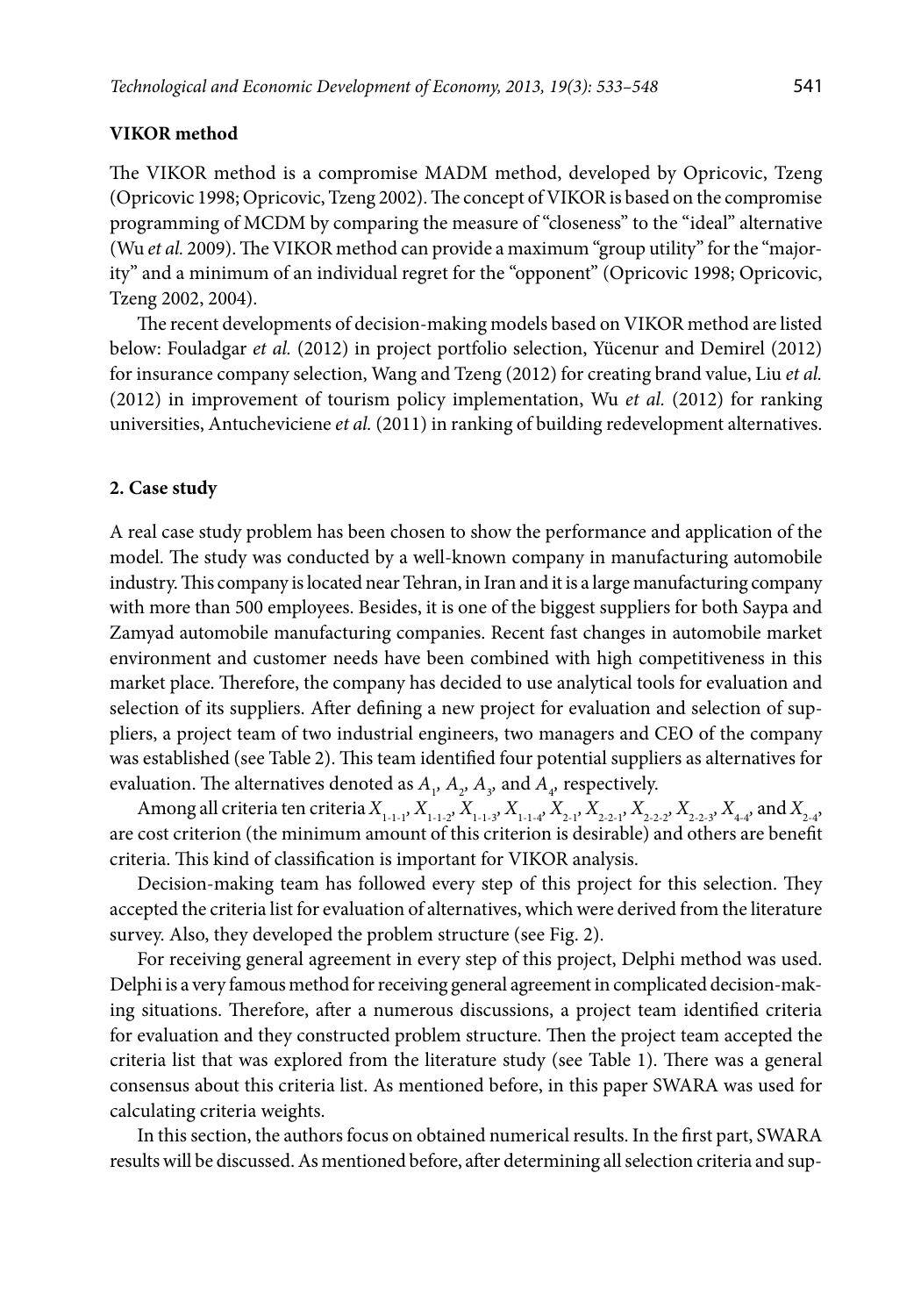**VIKOR method**

The VIKOR method is a compromise MADM method, developed by Opricovic, Tzeng (Opricovic 1998; Opricovic, Tzeng 2002). The concept of VIKOR is based on the compromise programming of MCDM by comparing the measure of "closeness" to the "ideal" alternative (Wu *et al.* 2009). The VIKOR method can provide a maximum "group utility" for the "majority" and a minimum of an individual regret for the "opponent" (Opricovic 1998; Opricovic, Tzeng 2002, 2004).

The recent developments of decision-making models based on VIKOR method are listed below: Fouladgar *et al.* (2012) in project portfolio selection, Yücenur and Demirel (2012) for insurance company selection, Wang and Tzeng (2012) for creating brand value, Liu *et al.* (2012) in improvement of tourism policy implementation, Wu *et al.* (2012) for ranking universities, Antucheviciene *et al.* (2011) in ranking of building redevelopment alternatives.

## 2. Case study

A real case study problem has been chosen to show the performance and application of the model. The study was conducted by a well-known company in manufacturing automobile industry. This company is located near Tehran, in Iran and it is a large manufacturing company with more than 500 employees. Besides, it is one of the biggest suppliers for both Saypa and Zamyad automobile manufacturing companies. Recent fast changes in automobile market environment and customer needs have been combined with high competitiveness in this market place. Therefore, the company has decided to use analytical tools for evaluation and selection of its suppliers. After defining a new project for evaluation and selection of suppliers, a project team of two industrial engineers, two managers and CEO of the company was established (see Table 2). This team identified four potential suppliers as alternatives for evaluation. The alternatives denoted as $A_1$, $A_2$, $A_3$, and $A_4$, respectively.

Among all criteria ten criteria $X_{1\text{-}1\text{-}1}$, $X_{1\text{-}1\text{-}2}$, $X_{1\text{-}1\text{-}3}$, $X_{1\text{-}1\text{-}4}$, $X_{2\text{-}1}$, $X_{2\text{-}2\text{-}1}$, $X_{2\text{-}2\text{-}2}$, $X_{2\text{-}2\text{-}3}$, $X_{4\text{-}4}$, and $X_{2\text{-}4}$, are cost criterion (the minimum amount of this criterion is desirable) and others are benefit criteria. This kind of classification is important for VIKOR analysis.

Decision-making team has followed every step of this project for this selection. They accepted the criteria list for evaluation of alternatives, which were derived from the literature survey. Also, they developed the problem structure (see Fig. 2).

For receiving general agreement in every step of this project, Delphi method was used. Delphi is a very famous method for receiving general agreement in complicated decision-making situations. Therefore, after a numerous discussions, a project team identified criteria for evaluation and they constructed problem structure. Then the project team accepted the criteria list that was explored from the literature study (see Table 1). There was a general consensus about this criteria list. As mentioned before, in this paper SWARA was used for calculating criteria weights.

In this section, the authors focus on obtained numerical results. In the first part, SWARA results will be discussed. As mentioned before, after determining all selection criteria and sup-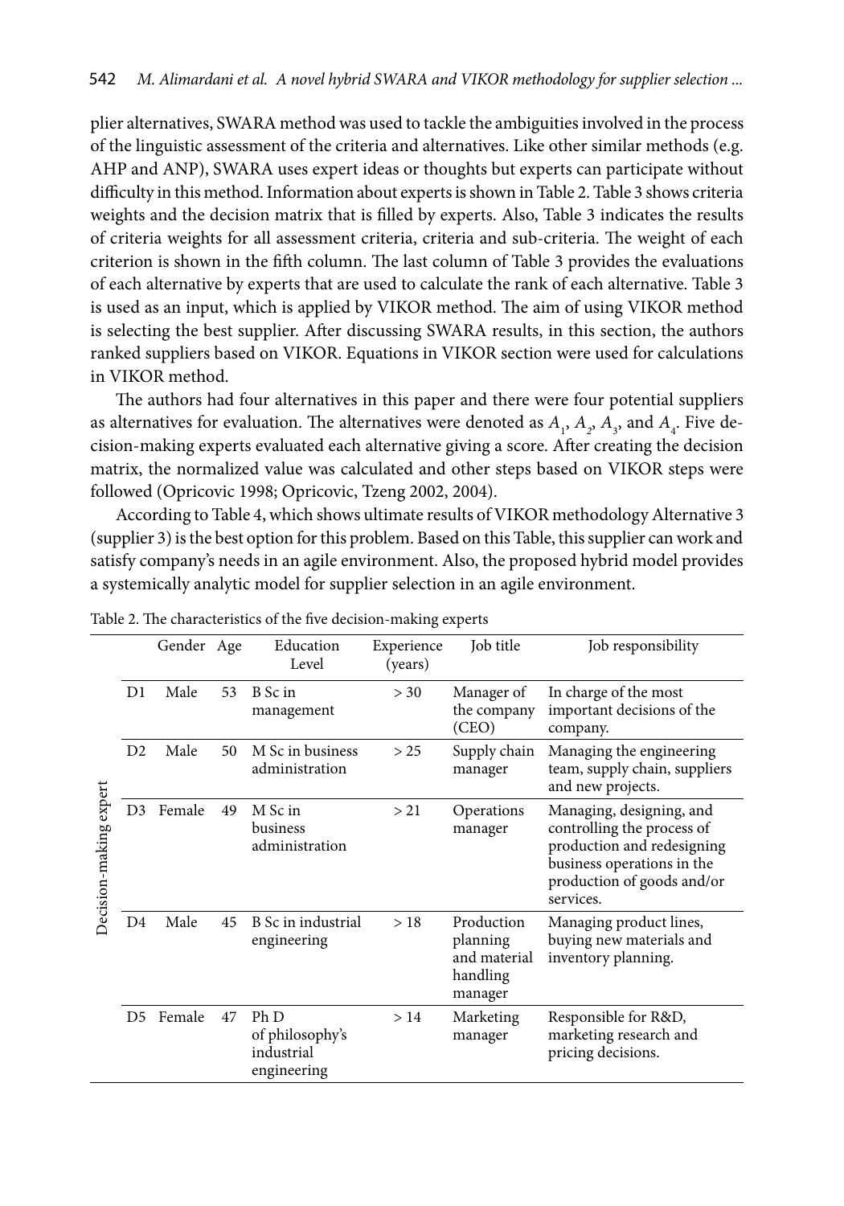plier alternatives, SWARA method was used to tackle the ambiguities involved in the process of the linguistic assessment of the criteria and alternatives. Like other similar methods (e.g. AHP and ANP), SWARA uses expert ideas or thoughts but experts can participate without difficulty in this method. Information about experts is shown in Table 2. Table 3 shows criteria weights and the decision matrix that is filled by experts. Also, Table 3 indicates the results of criteria weights for all assessment criteria, criteria and sub-criteria. The weight of each criterion is shown in the fifth column. The last column of Table 3 provides the evaluations of each alternative by experts that are used to calculate the rank of each alternative. Table 3 is used as an input, which is applied by VIKOR method. The aim of using VIKOR method is selecting the best supplier. After discussing SWARA results, in this section, the authors ranked suppliers based on VIKOR. Equations in VIKOR section were used for calculations in VIKOR method.

The authors had four alternatives in this paper and there were four potential suppliers as alternatives for evaluation. The alternatives were denoted as $A_1$, $A_2$, $A_3$, and $A_4$. Five decision-making experts evaluated each alternative giving a score. After creating the decision matrix, the normalized value was calculated and other steps based on VIKOR steps were followed (Opricovic 1998; Opricovic, Tzeng 2002, 2004).

According to Table 4, which shows ultimate results of VIKOR methodology Alternative 3 (supplier 3) is the best option for this problem. Based on this Table, this supplier can work and satisfy company's needs in an agile environment. Also, the proposed hybrid model provides a systemically analytic model for supplier selection in an agile environment.

Table 2. The characteristics of the five decision-making experts

| | | Gender | Age | Education Level | Experience (years) | Job title | Job responsibility |
|---|---|---|---|---|---|---|---|
| Decision-making expert | D1 | Male | 53 | B Sc in management | > 30 | Manager of the company (CEO) | In charge of the most important decisions of the company. |
| | D2 | Male | 50 | M Sc in business administration | > 25 | Supply chain manager | Managing the engineering team, supply chain, suppliers and new projects. |
| | D3 | Female | 49 | M Sc in business administration | > 21 | Operations manager | Managing, designing, and controlling the process of production and redesigning business operations in the production of goods and/or services. |
| | D4 | Male | 45 | B Sc in industrial engineering | > 18 | Production planning and material handling manager | Managing product lines, buying new materials and inventory planning. |
| | D5 | Female | 47 | Ph D of philosophy's industrial engineering | > 14 | Marketing manager | Responsible for R&D, marketing research and pricing decisions. |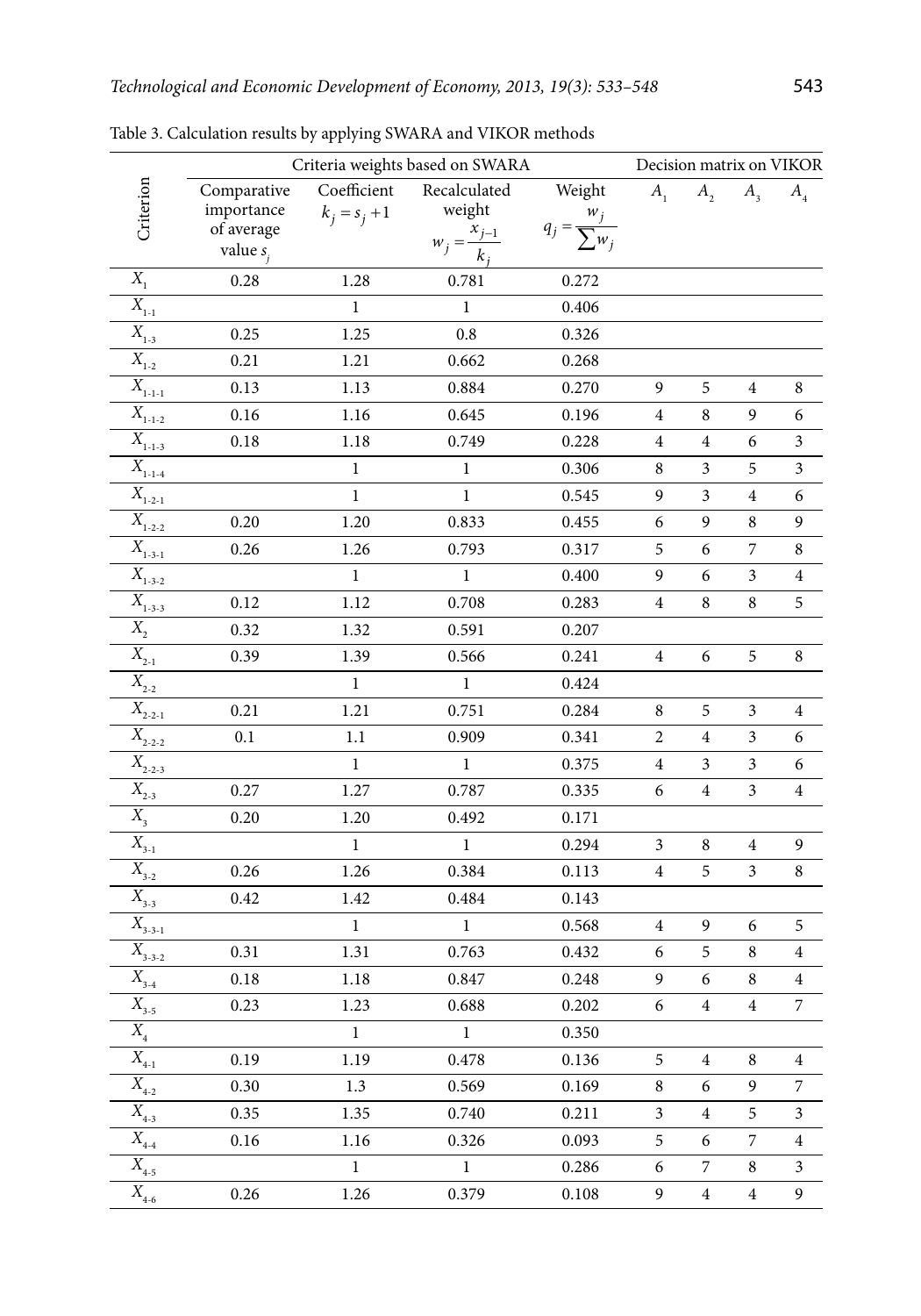Table 3. Calculation results by applying SWARA and VIKOR methods

| Criterion | Criteria weights based on SWARA | | | | Decision matrix on VIKOR | | | |
|---|---|---|---|---|---|---|---|---|
| | Comparative importance of average value $s_j$ | Coefficient $k_j = s_j + 1$ | Recalculated weight $w_j = \frac{x_{j-1}}{k_j}$ | Weight $q_j = \frac{w_j}{\sum w_j}$ | $A_1$ | $A_2$ | $A_3$ | $A_4$ |
| $X_1$ | 0.28 | 1.28 | 0.781 | 0.272 | | | | |
| $X_{1\text{-}1}$ | | 1 | 1 | 0.406 | | | | |
| $X_{1\text{-}3}$ | 0.25 | 1.25 | 0.8 | 0.326 | | | | |
| $X_{1\text{-}2}$ | 0.21 | 1.21 | 0.662 | 0.268 | | | | |
| $X_{1\text{-}1\text{-}1}$ | 0.13 | 1.13 | 0.884 | 0.270 | 9 | 5 | 4 | 8 |
| $X_{1\text{-}1\text{-}2}$ | 0.16 | 1.16 | 0.645 | 0.196 | 4 | 8 | 9 | 6 |
| $X_{1\text{-}1\text{-}3}$ | 0.18 | 1.18 | 0.749 | 0.228 | 4 | 4 | 6 | 3 |
| $X_{1\text{-}1\text{-}4}$ | | 1 | 1 | 0.306 | 8 | 3 | 5 | 3 |
| $X_{1\text{-}2\text{-}1}$ | | 1 | 1 | 0.545 | 9 | 3 | 4 | 6 |
| $X_{1\text{-}2\text{-}2}$ | 0.20 | 1.20 | 0.833 | 0.455 | 6 | 9 | 8 | 9 |
| $X_{1\text{-}3\text{-}1}$ | 0.26 | 1.26 | 0.793 | 0.317 | 5 | 6 | 7 | 8 |
| $X_{1\text{-}3\text{-}2}$ | | 1 | 1 | 0.400 | 9 | 6 | 3 | 4 |
| $X_{1\text{-}3\text{-}3}$ | 0.12 | 1.12 | 0.708 | 0.283 | 4 | 8 | 8 | 5 |
| $X_2$ | 0.32 | 1.32 | 0.591 | 0.207 | | | | |
| $X_{2\text{-}1}$ | 0.39 | 1.39 | 0.566 | 0.241 | 4 | 6 | 5 | 8 |
| $X_{2\text{-}2}$ | | 1 | 1 | 0.424 | | | | |
| $X_{2\text{-}2\text{-}1}$ | 0.21 | 1.21 | 0.751 | 0.284 | 8 | 5 | 3 | 4 |
| $X_{2\text{-}2\text{-}2}$ | 0.1 | 1.1 | 0.909 | 0.341 | 2 | 4 | 3 | 6 |
| $X_{2\text{-}2\text{-}3}$ | | 1 | 1 | 0.375 | 4 | 3 | 3 | 6 |
| $X_{2\text{-}3}$ | 0.27 | 1.27 | 0.787 | 0.335 | 6 | 4 | 3 | 4 |
| $X_3$ | 0.20 | 1.20 | 0.492 | 0.171 | | | | |
| $X_{3\text{-}1}$ | | 1 | 1 | 0.294 | 3 | 8 | 4 | 9 |
| $X_{3\text{-}2}$ | 0.26 | 1.26 | 0.384 | 0.113 | 4 | 5 | 3 | 8 |
| $X_{3\text{-}3}$ | 0.42 | 1.42 | 0.484 | 0.143 | | | | |
| $X_{3\text{-}3\text{-}1}$ | | 1 | 1 | 0.568 | 4 | 9 | 6 | 5 |
| $X_{3\text{-}3\text{-}2}$ | 0.31 | 1.31 | 0.763 | 0.432 | 6 | 5 | 8 | 4 |
| $X_{3\text{-}4}$ | 0.18 | 1.18 | 0.847 | 0.248 | 9 | 6 | 8 | 4 |
| $X_{3\text{-}5}$ | 0.23 | 1.23 | 0.688 | 0.202 | 6 | 4 | 4 | 7 |
| $X_4$ | | 1 | 1 | 0.350 | | | | |
| $X_{4\text{-}1}$ | 0.19 | 1.19 | 0.478 | 0.136 | 5 | 4 | 8 | 4 |
| $X_{4\text{-}2}$ | 0.30 | 1.3 | 0.569 | 0.169 | 8 | 6 | 9 | 7 |
| $X_{4\text{-}3}$ | 0.35 | 1.35 | 0.740 | 0.211 | 3 | 4 | 5 | 3 |
| $X_{4\text{-}4}$ | 0.16 | 1.16 | 0.326 | 0.093 | 5 | 6 | 7 | 4 |
| $X_{4\text{-}5}$ | | 1 | 1 | 0.286 | 6 | 7 | 8 | 3 |
| $X_{4\text{-}6}$ | 0.26 | 1.26 | 0.379 | 0.108 | 9 | 4 | 4 | 9 |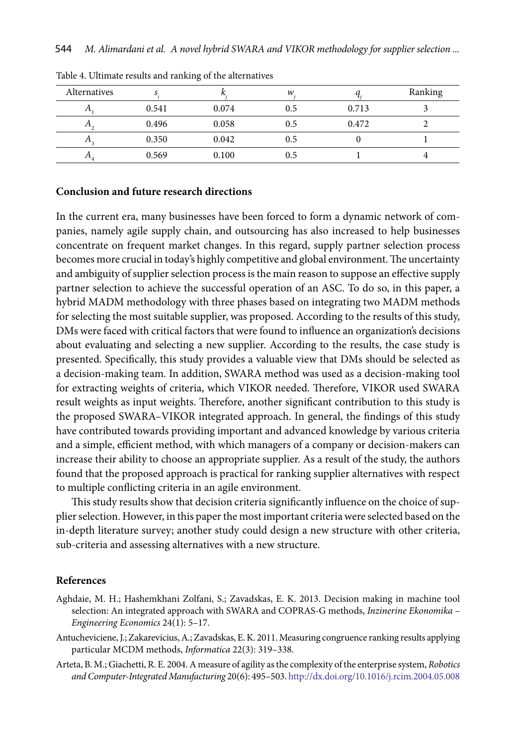Table 4. Ultimate results and ranking of the alternatives

| Alternatives | $s_i$ | $k_j$ | $w_j$ | $q_j$ | Ranking |
|---|---|---|---|---|---|
| $A_1$ | 0.541 | 0.074 | 0.5 | 0.713 | 3 |
| $A_2$ | 0.496 | 0.058 | 0.5 | 0.472 | 2 |
| $A_3$ | 0.350 | 0.042 | 0.5 | 0 | 1 |
| $A_4$ | 0.569 | 0.100 | 0.5 | 1 | 4 |

## Conclusion and future research directions

In the current era, many businesses have been forced to form a dynamic network of companies, namely agile supply chain, and outsourcing has also increased to help businesses concentrate on frequent market changes. In this regard, supply partner selection process becomes more crucial in today's highly competitive and global environment. The uncertainty and ambiguity of supplier selection process is the main reason to suppose an effective supply partner selection to achieve the successful operation of an ASC. To do so, in this paper, a hybrid MADM methodology with three phases based on integrating two MADM methods for selecting the most suitable supplier, was proposed. According to the results of this study, DMs were faced with critical factors that were found to influence an organization's decisions about evaluating and selecting a new supplier. According to the results, the case study is presented. Specifically, this study provides a valuable view that DMs should be selected as a decision-making team. In addition, SWARA method was used as a decision-making tool for extracting weights of criteria, which VIKOR needed. Therefore, VIKOR used SWARA result weights as input weights. Therefore, another significant contribution to this study is the proposed SWARA–VIKOR integrated approach. In general, the findings of this study have contributed towards providing important and advanced knowledge by various criteria and a simple, efficient method, with which managers of a company or decision-makers can increase their ability to choose an appropriate supplier. As a result of the study, the authors found that the proposed approach is practical for ranking supplier alternatives with respect to multiple conflicting criteria in an agile environment.

This study results show that decision criteria significantly influence on the choice of supplier selection. However, in this paper the most important criteria were selected based on the in-depth literature survey; another study could design a new structure with other criteria, sub-criteria and assessing alternatives with a new structure.

## References

Aghdaie, M. H.; Hashemkhani Zolfani, S.; Zavadskas, E. K. 2013. Decision making in machine tool selection: An integrated approach with SWARA and COPRAS-G methods, *Inzinerine Ekonomika – Engineering Economics* 24(1): 5–17.

Antucheviciene, J.; Zakarevicius, A.; Zavadskas, E. K. 2011. Measuring congruence ranking results applying particular MCDM methods, *Informatica* 22(3): 319–338.

Arteta, B. M.; Giachetti, R. E. 2004. A measure of agility as the complexity of the enterprise system, *Robotics and Computer-Integrated Manufacturing* 20(6): 495–503. http://dx.doi.org/10.1016/j.rcim.2004.05.008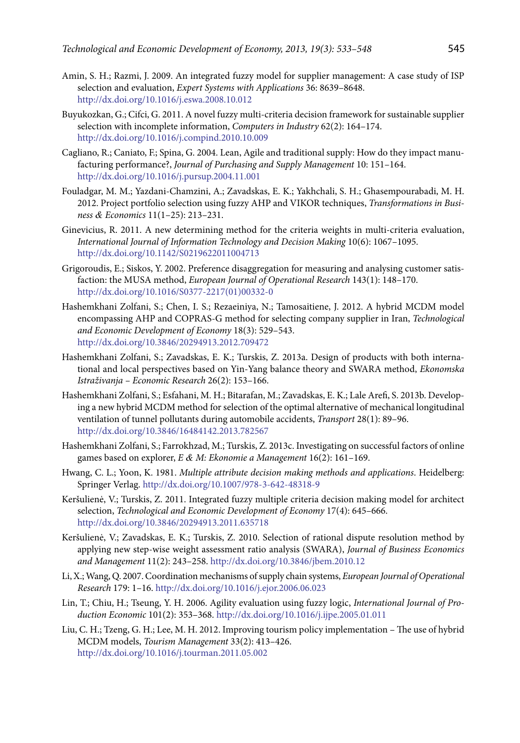Amin, S. H.; Razmi, J. 2009. An integrated fuzzy model for supplier management: A case study of ISP selection and evaluation, *Expert Systems with Applications* 36: 8639–8648. http://dx.doi.org/10.1016/j.eswa.2008.10.012

Buyukozkan, G.; Cifci, G. 2011. A novel fuzzy multi-criteria decision framework for sustainable supplier selection with incomplete information, *Computers in Industry* 62(2): 164–174. http://dx.doi.org/10.1016/j.compind.2010.10.009

Cagliano, R.; Caniato, F.; Spina, G. 2004. Lean, Agile and traditional supply: How do they impact manufacturing performance?, *Journal of Purchasing and Supply Management* 10: 151–164. http://dx.doi.org/10.1016/j.pursup.2004.11.001

Fouladgar, M. M.; Yazdani-Chamzini, A.; Zavadskas, E. K.; Yakhchali, S. H.; Ghasempourabadi, M. H. 2012. Project portfolio selection using fuzzy AHP and VIKOR techniques, *Transformations in Business & Economics* 11(1–25): 213–231.

Ginevicius, R. 2011. A new determining method for the criteria weights in multi-criteria evaluation, *International Journal of Information Technology and Decision Making* 10(6): 1067–1095. http://dx.doi.org/10.1142/S0219622011004713

Grigoroudis, E.; Siskos, Y. 2002. Preference disaggregation for measuring and analysing customer satisfaction: the MUSA method, *European Journal of Operational Research* 143(1): 148–170. http://dx.doi.org/10.1016/S0377-2217(01)00332-0

Hashemkhani Zolfani, S.; Chen, I. S.; Rezaeiniya, N.; Tamosaitiene, J. 2012. A hybrid MCDM model encompassing AHP and COPRAS-G method for selecting company supplier in Iran, *Technological and Economic Development of Economy* 18(3): 529–543. http://dx.doi.org/10.3846/20294913.2012.709472

Hashemkhani Zolfani, S.; Zavadskas, E. K.; Turskis, Z. 2013a. Design of products with both international and local perspectives based on Yin-Yang balance theory and SWARA method, *Ekonomska Istraživanja – Economic Research* 26(2): 153–166.

Hashemkhani Zolfani, S.; Esfahani, M. H.; Bitarafan, M.; Zavadskas, E. K.; Lale Arefi, S. 2013b. Developing a new hybrid MCDM method for selection of the optimal alternative of mechanical longitudinal ventilation of tunnel pollutants during automobile accidents, *Transport* 28(1): 89–96. http://dx.doi.org/10.3846/16484142.2013.782567

Hashemkhani Zolfani, S.; Farrokhzad, M.; Turskis, Z. 2013c. Investigating on successful factors of online games based on explorer, *E & M: Ekonomie a Management* 16(2): 161–169.

Hwang, C. L.; Yoon, K. 1981. *Multiple attribute decision making methods and applications*. Heidelberg: Springer Verlag. http://dx.doi.org/10.1007/978-3-642-48318-9

Keršulienė, V.; Turskis, Z. 2011. Integrated fuzzy multiple criteria decision making model for architect selection, *Technological and Economic Development of Economy* 17(4): 645–666. http://dx.doi.org/10.3846/20294913.2011.635718

Keršulienė, V.; Zavadskas, E. K.; Turskis, Z. 2010. Selection of rational dispute resolution method by applying new step-wise weight assessment ratio analysis (SWARA), *Journal of Business Economics and Management* 11(2): 243–258. http://dx.doi.org/10.3846/jbem.2010.12

Li, X.; Wang, Q. 2007. Coordination mechanisms of supply chain systems, *European Journal of Operational Research* 179: 1–16. http://dx.doi.org/10.1016/j.ejor.2006.06.023

Lin, T.; Chiu, H.; Tseung, Y. H. 2006. Agility evaluation using fuzzy logic, *International Journal of Production Economic* 101(2): 353–368. http://dx.doi.org/10.1016/j.ijpe.2005.01.011

Liu, C. H.; Tzeng, G. H.; Lee, M. H. 2012. Improving tourism policy implementation – The use of hybrid MCDM models, *Tourism Management* 33(2): 413–426. http://dx.doi.org/10.1016/j.tourman.2011.05.002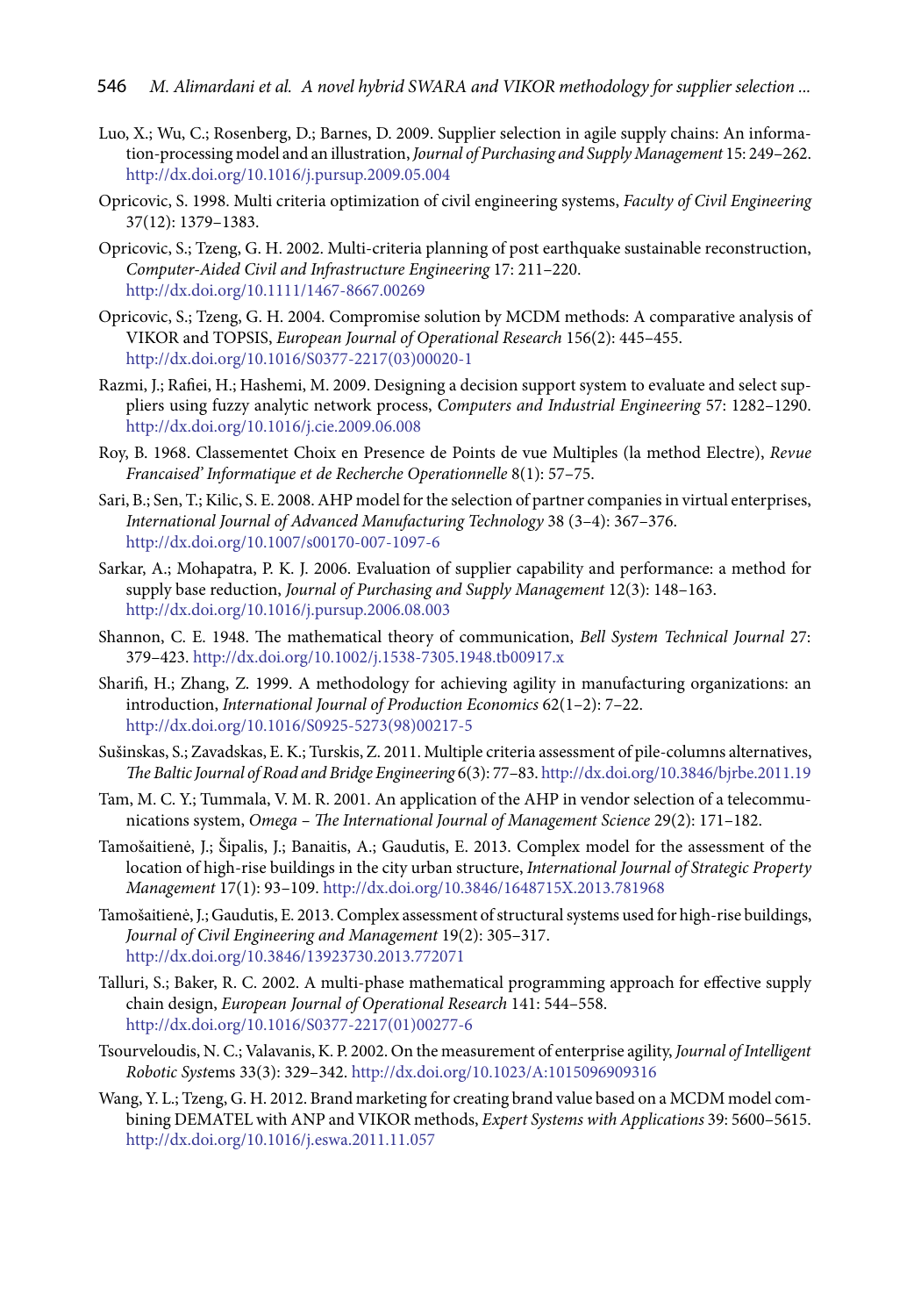Luo, X.; Wu, C.; Rosenberg, D.; Barnes, D. 2009. Supplier selection in agile supply chains: An information-processing model and an illustration, *Journal of Purchasing and Supply Management* 15: 249–262. http://dx.doi.org/10.1016/j.pursup.2009.05.004

Opricovic, S. 1998. Multi criteria optimization of civil engineering systems, *Faculty of Civil Engineering* 37(12): 1379–1383.

Opricovic, S.; Tzeng, G. H. 2002. Multi-criteria planning of post earthquake sustainable reconstruction, *Computer-Aided Civil and Infrastructure Engineering* 17: 211–220. http://dx.doi.org/10.1111/1467-8667.00269

Opricovic, S.; Tzeng, G. H. 2004. Compromise solution by MCDM methods: A comparative analysis of VIKOR and TOPSIS, *European Journal of Operational Research* 156(2): 445–455. http://dx.doi.org/10.1016/S0377-2217(03)00020-1

Razmi, J.; Rafiei, H.; Hashemi, M. 2009. Designing a decision support system to evaluate and select suppliers using fuzzy analytic network process, *Computers and Industrial Engineering* 57: 1282–1290. http://dx.doi.org/10.1016/j.cie.2009.06.008

Roy, B. 1968. Classementet Choix en Presence de Points de vue Multiples (la method Electre), *Revue Francaised' Informatique et de Recherche Operationnelle* 8(1): 57–75.

Sari, B.; Sen, T.; Kilic, S. E. 2008. AHP model for the selection of partner companies in virtual enterprises, *International Journal of Advanced Manufacturing Technology* 38 (3–4): 367–376. http://dx.doi.org/10.1007/s00170-007-1097-6

Sarkar, A.; Mohapatra, P. K. J. 2006. Evaluation of supplier capability and performance: a method for supply base reduction, *Journal of Purchasing and Supply Management* 12(3): 148–163. http://dx.doi.org/10.1016/j.pursup.2006.08.003

Shannon, C. E. 1948. The mathematical theory of communication, *Bell System Technical Journal* 27: 379–423. http://dx.doi.org/10.1002/j.1538-7305.1948.tb00917.x

Sharifi, H.; Zhang, Z. 1999. A methodology for achieving agility in manufacturing organizations: an introduction, *International Journal of Production Economics* 62(1–2): 7–22. http://dx.doi.org/10.1016/S0925-5273(98)00217-5

Sušinskas, S.; Zavadskas, E. K.; Turskis, Z. 2011. Multiple criteria assessment of pile-columns alternatives, *The Baltic Journal of Road and Bridge Engineering* 6(3): 77–83. http://dx.doi.org/10.3846/bjrbe.2011.19

Tam, M. C. Y.; Tummala, V. M. R. 2001. An application of the AHP in vendor selection of a telecommunications system, *Omega – The International Journal of Management Science* 29(2): 171–182.

Tamošaitienė, J.; Šipalis, J.; Banaitis, A.; Gaudutis, E. 2013. Complex model for the assessment of the location of high-rise buildings in the city urban structure, *International Journal of Strategic Property Management* 17(1): 93–109. http://dx.doi.org/10.3846/1648715X.2013.781968

Tamošaitienė, J.; Gaudutis, E. 2013. Complex assessment of structural systems used for high-rise buildings, *Journal of Civil Engineering and Management* 19(2): 305–317. http://dx.doi.org/10.3846/13923730.2013.772071

Talluri, S.; Baker, R. C. 2002. A multi-phase mathematical programming approach for effective supply chain design, *European Journal of Operational Research* 141: 544–558. http://dx.doi.org/10.1016/S0377-2217(01)00277-6

Tsourveloudis, N. C.; Valavanis, K. P. 2002. On the measurement of enterprise agility, *Journal of Intelligent Robotic Systems* 33(3): 329–342. http://dx.doi.org/10.1023/A:1015096909316

Wang, Y. L.; Tzeng, G. H. 2012. Brand marketing for creating brand value based on a MCDM model combining DEMATEL with ANP and VIKOR methods, *Expert Systems with Applications* 39: 5600–5615. http://dx.doi.org/10.1016/j.eswa.2011.11.057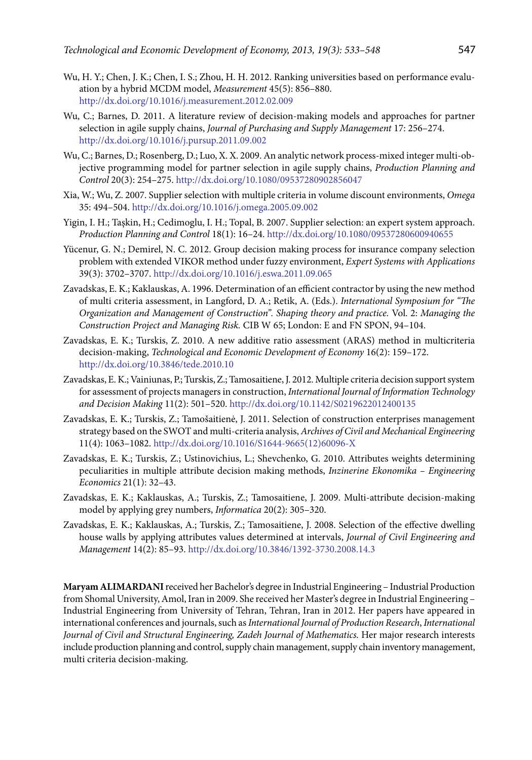Wu, H. Y.; Chen, J. K.; Chen, I. S.; Zhou, H. H. 2012. Ranking universities based on performance evaluation by a hybrid MCDM model, *Measurement* 45(5): 856–880. http://dx.doi.org/10.1016/j.measurement.2012.02.009

Wu, C.; Barnes, D. 2011. A literature review of decision-making models and approaches for partner selection in agile supply chains, *Journal of Purchasing and Supply Management* 17: 256–274. http://dx.doi.org/10.1016/j.pursup.2011.09.002

Wu, C.; Barnes, D.; Rosenberg, D.; Luo, X. X. 2009. An analytic network process-mixed integer multi-objective programming model for partner selection in agile supply chains, *Production Planning and Control* 20(3): 254–275. http://dx.doi.org/10.1080/09537280902856047

Xia, W.; Wu, Z. 2007. Supplier selection with multiple criteria in volume discount environments, *Omega* 35: 494–504. http://dx.doi.org/10.1016/j.omega.2005.09.002

Yigin, I. H.; Taşkin, H.; Cedimoglu, I. H.; Topal, B. 2007. Supplier selection: an expert system approach. *Production Planning and Control* 18(1): 16–24. http://dx.doi.org/10.1080/09537280600940655

Yücenur, G. N.; Demirel, N. C. 2012. Group decision making process for insurance company selection problem with extended VIKOR method under fuzzy environment, *Expert Systems with Applications* 39(3): 3702–3707. http://dx.doi.org/10.1016/j.eswa.2011.09.065

Zavadskas, E. K.; Kaklauskas, A. 1996. Determination of an efficient contractor by using the new method of multi criteria assessment, in Langford, D. A.; Retik, A. (Eds.). *International Symposium for "The Organization and Management of Construction". Shaping theory and practice.* Vol. 2: *Managing the Construction Project and Managing Risk.* CIB W 65; London: E and FN SPON, 94–104.

Zavadskas, E. K.; Turskis, Z. 2010. A new additive ratio assessment (ARAS) method in multicriteria decision-making, *Technological and Economic Development of Economy* 16(2): 159–172. http://dx.doi.org/10.3846/tede.2010.10

Zavadskas, E. K.; Vainiunas, P.; Turskis, Z.; Tamosaitiene, J. 2012. Multiple criteria decision support system for assessment of projects managers in construction, *International Journal of Information Technology and Decision Making* 11(2): 501–520. http://dx.doi.org/10.1142/S0219622012400135

Zavadskas, E. K.; Turskis, Z.; Tamošaitienė, J. 2011. Selection of construction enterprises management strategy based on the SWOT and multi-criteria analysis, *Archives of Civil and Mechanical Engineering* 11(4): 1063–1082. http://dx.doi.org/10.1016/S1644-9665(12)60096-X

Zavadskas, E. K.; Turskis, Z.; Ustinovichius, L.; Shevchenko, G. 2010. Attributes weights determining peculiarities in multiple attribute decision making methods, *Inzinerine Ekonomika – Engineering Economics* 21(1): 32–43.

Zavadskas, E. K.; Kaklauskas, A.; Turskis, Z.; Tamosaitiene, J. 2009. Multi-attribute decision-making model by applying grey numbers, *Informatica* 20(2): 305–320.

Zavadskas, E. K.; Kaklauskas, A.; Turskis, Z.; Tamosaitiene, J. 2008. Selection of the effective dwelling house walls by applying attributes values determined at intervals, *Journal of Civil Engineering and Management* 14(2): 85–93. http://dx.doi.org/10.3846/1392-3730.2008.14.3

**Maryam ALIMARDANI** received her Bachelor's degree in Industrial Engineering – Industrial Production from Shomal University, Amol, Iran in 2009. She received her Master's degree in Industrial Engineering – Industrial Engineering from University of Tehran, Tehran, Iran in 2012. Her papers have appeared in international conferences and journals, such as *International Journal of Production Research*, *International Journal of Civil and Structural Engineering, Zadeh Journal of Mathematics.* Her major research interests include production planning and control, supply chain management, supply chain inventory management, multi criteria decision-making.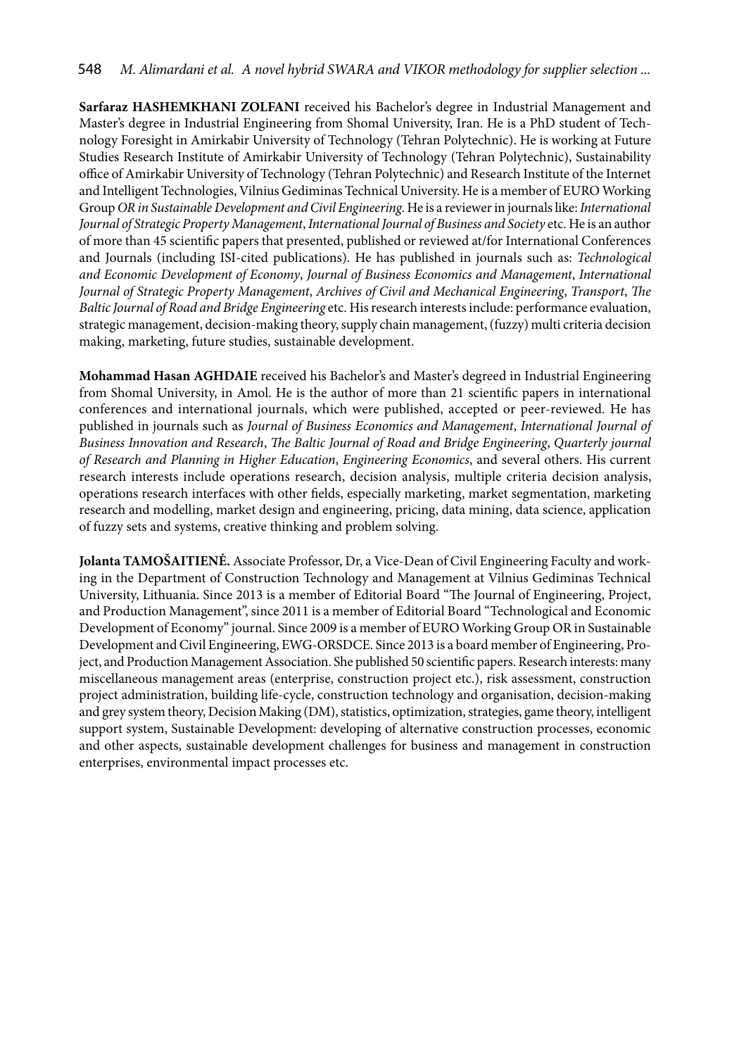**Sarfaraz HASHEMKHANI ZOLFANI** received his Bachelor's degree in Industrial Management and Master's degree in Industrial Engineering from Shomal University, Iran. He is a PhD student of Technology Foresight in Amirkabir University of Technology (Tehran Polytechnic). He is working at Future Studies Research Institute of Amirkabir University of Technology (Tehran Polytechnic), Sustainability office of Amirkabir University of Technology (Tehran Polytechnic) and Research Institute of the Internet and Intelligent Technologies, Vilnius Gediminas Technical University. He is a member of EURO Working Group *OR in Sustainable Development and Civil Engineering*. He is a reviewer in journals like: *International Journal of Strategic Property Management*, *International Journal of Business and Society* etc. He is an author of more than 45 scientific papers that presented, published or reviewed at/for International Conferences and Journals (including ISI-cited publications). He has published in journals such as: *Technological and Economic Development of Economy*, *Journal of Business Economics and Management*, *International Journal of Strategic Property Management*, *Archives of Civil and Mechanical Engineering*, *Transport*, *The Baltic Journal of Road and Bridge Engineering* etc. His research interests include: performance evaluation, strategic management, decision-making theory, supply chain management, (fuzzy) multi criteria decision making, marketing, future studies, sustainable development.

**Mohammad Hasan AGHDAIE** received his Bachelor's and Master's degreed in Industrial Engineering from Shomal University, in Amol. He is the author of more than 21 scientific papers in international conferences and international journals, which were published, accepted or peer-reviewed. He has published in journals such as *Journal of Business Economics and Management*, *International Journal of Business Innovation and Research*, *The Baltic Journal of Road and Bridge Engineering*, *Quarterly journal of Research and Planning in Higher Education*, *Engineering Economics*, and several others. His current research interests include operations research, decision analysis, multiple criteria decision analysis, operations research interfaces with other fields, especially marketing, market segmentation, marketing research and modelling, market design and engineering, pricing, data mining, data science, application of fuzzy sets and systems, creative thinking and problem solving.

**Jolanta TAMOŠAITIENĖ.** Associate Professor, Dr, a Vice-Dean of Civil Engineering Faculty and working in the Department of Construction Technology and Management at Vilnius Gediminas Technical University, Lithuania. Since 2013 is a member of Editorial Board "The Journal of Engineering, Project, and Production Management", since 2011 is a member of Editorial Board "Technological and Economic Development of Economy" journal. Since 2009 is a member of EURO Working Group OR in Sustainable Development and Civil Engineering, EWG-ORSDCE. Since 2013 is a board member of Engineering, Project, and Production Management Association. She published 50 scientific papers. Research interests: many miscellaneous management areas (enterprise, construction project etc.), risk assessment, construction project administration, building life-cycle, construction technology and organisation, decision-making and grey system theory, Decision Making (DM), statistics, optimization, strategies, game theory, intelligent support system, Sustainable Development: developing of alternative construction processes, economic and other aspects, sustainable development challenges for business and management in construction enterprises, environmental impact processes etc.